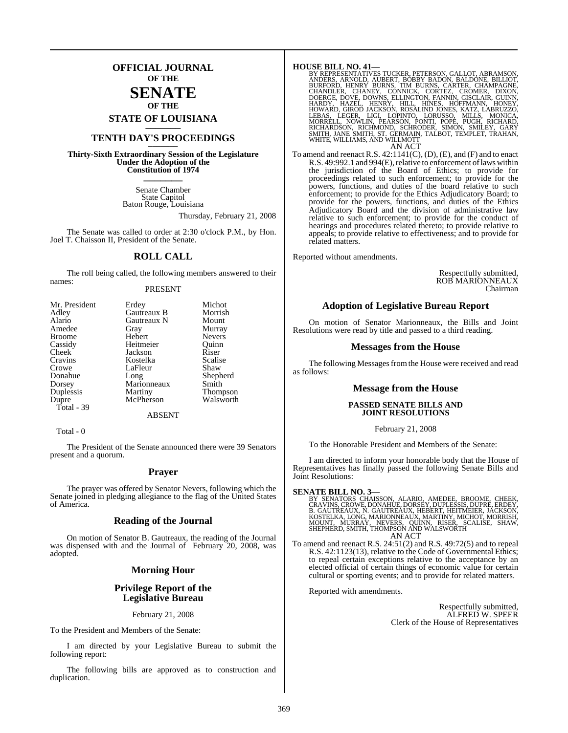# OFFICIAL JOURNAL OF THE SENATE OF THE STATE OF LOUISIANA

## TENTH DAY'S PROCEEDINGS

**Thirty-Sixth Extraordinary Session of the Legislature Under the Adoption of the Constitution of 1974**

Senate Chamber
State Capitol
Baton Rouge, Louisiana

Thursday, February 21, 2008

The Senate was called to order at 2:30 o'clock P.M., by Hon. Joel T. Chaisson II, President of the Senate.

## ROLL CALL

The roll being called, the following members answered to their names:

PRESENT

| | | |
|---|---|---|
| Mr. President | Erdey | Michot |
| Adley | Gautreaux B | Morrish |
| Alario | Gautreaux N | Mount |
| Amedee | Gray | Murray |
| Broome | Hebert | Nevers |
| Cassidy | Heitmeier | Quinn |
| Cheek | Jackson | Riser |
| Cravins | Kostelka | Scalise |
| Crowe | LaFleur | Shaw |
| Donahue | Long | Shepherd |
| Dorsey | Marionneaux | Smith |
| Duplessis | Martiny | Thompson |
| Dupre | McPherson | Walsworth |

Total - 39

ABSENT

Total - 0

The President of the Senate announced there were 39 Senators present and a quorum.

## Prayer

The prayer was offered by Senator Nevers, following which the Senate joined in pledging allegiance to the flag of the United States of America.

## Reading of the Journal

On motion of Senator B. Gautreaux, the reading of the Journal was dispensed with and the Journal of February 20, 2008, was adopted.

## Morning Hour

## Privilege Report of the Legislative Bureau

February 21, 2008

To the President and Members of the Senate:

I am directed by your Legislative Bureau to submit the following report:

The following bills are approved as to construction and duplication.

**HOUSE BILL NO. 41—**
BY REPRESENTATIVES TUCKER, PETERSON, GALLOT, ABRAMSON, ANDERS, ARNOLD, AUBERT, BOBBY BADON, BALDONE, BILLIOT, BURFORD, HENRY BURNS, TIM BURNS, CARTER, CHAMPAGNE, CHANDLER, CHANEY, CONNICK, CORTEZ, CROMER, DIXON, DOERGE, DOVE, DOWNS, ELLINGTON, FANNIN, GISCLAIR, GUINN, HARDY, HAZEL, HENRY, HILL, HINES, HOFFMANN, HONEY, HOWARD, GIROD JACKSON, ROSALIND JONES, KATZ, LABRUZZO, LEBAS, LEGER, LIGI, LOPINTO, LORUSSO, MILLS, MONICA, MORRELL, NOWLIN, PEARSON, PONTI, POPE, PUGH, RICHARD, RICHARDSON, RICHMOND, SCHRODER, SIMON, SMILEY, GARY SMITH, JANE SMITH, ST. GERMAIN, TALBOT, TEMPLET, TRAHAN, WHITE, WILLIAMS, AND WILLMOTT

AN ACT

To amend and reenact R.S. 42:1141(C), (D), (E), and (F) and to enact R.S. 49:992.1 and 994(E), relative to enforcement of laws within the jurisdiction of the Board of Ethics; to provide for proceedings related to such enforcement; to provide for the powers, functions, and duties of the board relative to such enforcement; to provide for the Ethics Adjudicatory Board; to provide for the powers, functions, and duties of the Ethics Adjudicatory Board and the division of administrative law relative to such enforcement; to provide for the conduct of hearings and procedures related thereto; to provide relative to appeals; to provide relative to effectiveness; and to provide for related matters.

Reported without amendments.

Respectfully submitted,
ROB MARIONNEAUX
Chairman

## Adoption of Legislative Bureau Report

On motion of Senator Marionneaux, the Bills and Joint Resolutions were read by title and passed to a third reading.

## Messages from the House

The following Messages from the House were received and read as follows:

## Message from the House

**PASSED SENATE BILLS AND JOINT RESOLUTIONS**

February 21, 2008

To the Honorable President and Members of the Senate:

I am directed to inform your honorable body that the House of Representatives has finally passed the following Senate Bills and Joint Resolutions:

**SENATE BILL NO. 3—**
BY SENATORS CHAISSON, ALARIO, AMEDEE, BROOME, CHEEK, CRAVINS, CROWE, DONAHUE, DORSEY, DUPLESSIS, DUPRE, ERDEY, B. GAUTREAUX, N. GAUTREAUX, HEBERT, HEITMEIER, JACKSON, KOSTELKA, LONG, MARIONNEAUX, MARTINY, MICHOT, MORRISH, MOUNT, MURRAY, NEVERS, QUINN, RISER, SCALISE, SHAW, SHEPHERD, SMITH, THOMPSON AND WALSWORTH

AN ACT

To amend and reenact R.S. 24:51(2) and R.S. 49:72(5) and to repeal R.S. 42:1123(13), relative to the Code of Governmental Ethics; to repeal certain exceptions relative to the acceptance by an elected official of certain things of economic value for certain cultural or sporting events; and to provide for related matters.

Reported with amendments.

Respectfully submitted,
ALFRED W. SPEER
Clerk of the House of Representatives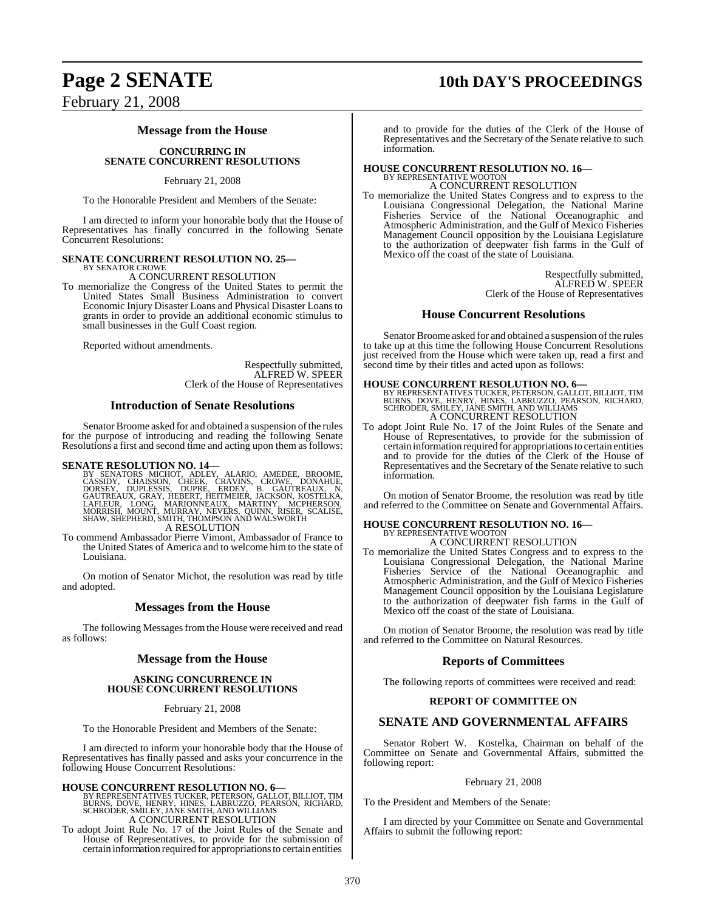## Message from the House

### CONCURRING IN SENATE CONCURRENT RESOLUTIONS

February 21, 2008

To the Honorable President and Members of the Senate:

I am directed to inform your honorable body that the House of Representatives has finally concurred in the following Senate Concurrent Resolutions:

**SENATE CONCURRENT RESOLUTION NO. 25—**
BY SENATOR CROWE
A CONCURRENT RESOLUTION

To memorialize the Congress of the United States to permit the United States Small Business Administration to convert Economic Injury Disaster Loans and Physical Disaster Loans to grants in order to provide an additional economic stimulus to small businesses in the Gulf Coast region.

Reported without amendments.

Respectfully submitted,
ALFRED W. SPEER
Clerk of the House of Representatives

## Introduction of Senate Resolutions

Senator Broome asked for and obtained a suspension of the rules for the purpose of introducing and reading the following Senate Resolutions a first and second time and acting upon them as follows:

**SENATE RESOLUTION NO. 14—**
BY SENATORS MICHOT, ADLEY, ALARIO, AMEDEE, BROOME, CASSIDY, CHAISSON, CHEEK, CRAVINS, CROWE, DONAHUE, DORSEY, DUPLESSIS, DUPRE, ERDEY, B. GAUTREAUX, N. GAUTREAUX, GRAY, HEBERT, HEITMEIER, JACKSON, KOSTELKA, LAFLEUR, LONG, MARIONNEAUX, MARTINY, MCPHERSON, MORRISH, MOUNT, MURRAY, NEVERS, QUINN, RISER, SCALISE, SHAW, SHEPHERD, SMITH, THOMPSON AND WALSWORTH
A RESOLUTION

To commend Ambassador Pierre Vimont, Ambassador of France to the United States of America and to welcome him to the state of Louisiana.

On motion of Senator Michot, the resolution was read by title and adopted.

## Messages from the House

The following Messages from the House were received and read as follows:

## Message from the House

### ASKING CONCURRENCE IN HOUSE CONCURRENT RESOLUTIONS

February 21, 2008

To the Honorable President and Members of the Senate:

I am directed to inform your honorable body that the House of Representatives has finally passed and asks your concurrence in the following House Concurrent Resolutions:

**HOUSE CONCURRENT RESOLUTION NO. 6—**
BY REPRESENTATIVES TUCKER, PETERSON, GALLOT, BILLIOT, TIM BURNS, DOVE, HENRY, HINES, LABRUZZO, PEARSON, RICHARD, SCHRODER, SMILEY, JANE SMITH, AND WILLIAMS
A CONCURRENT RESOLUTION

To adopt Joint Rule No. 17 of the Joint Rules of the Senate and House of Representatives, to provide for the submission of certain information required for appropriations to certain entities and to provide for the duties of the Clerk of the House of Representatives and the Secretary of the Senate relative to such information.

**HOUSE CONCURRENT RESOLUTION NO. 16—**
BY REPRESENTATIVE WOOTON
A CONCURRENT RESOLUTION

To memorialize the United States Congress and to express to the Louisiana Congressional Delegation, the National Marine Fisheries Service of the National Oceanographic and Atmospheric Administration, and the Gulf of Mexico Fisheries Management Council opposition by the Louisiana Legislature to the authorization of deepwater fish farms in the Gulf of Mexico off the coast of the state of Louisiana.

Respectfully submitted,
ALFRED W. SPEER
Clerk of the House of Representatives

## House Concurrent Resolutions

Senator Broome asked for and obtained a suspension of the rules to take up at this time the following House Concurrent Resolutions just received from the House which were taken up, read a first and second time by their titles and acted upon as follows:

**HOUSE CONCURRENT RESOLUTION NO. 6—**
BY REPRESENTATIVES TUCKER, PETERSON, GALLOT, BILLIOT, TIM BURNS, DOVE, HENRY, HINES, LABRUZZO, PEARSON, RICHARD, SCHRODER, SMILEY, JANE SMITH AND WILLIAMS
A CONCURRENT RESOLUTION

To adopt Joint Rule No. 17 of the Joint Rules of the Senate and House of Representatives, to provide for the submission of certain information required for appropriations to certain entities and to provide for the duties of the Clerk of the House of Representatives and the Secretary of the Senate relative to such information.

On motion of Senator Broome, the resolution was read by title and referred to the Committee on Senate and Governmental Affairs.

**HOUSE CONCURRENT RESOLUTION NO. 16—**
BY REPRESENTATIVE WOOTON
A CONCURRENT RESOLUTION

To memorialize the United States Congress and to express to the Louisiana Congressional Delegation, the National Marine Fisheries Service of the National Oceanographic and Atmospheric Administration, and the Gulf of Mexico Fisheries Management Council opposition by the Louisiana Legislature to the authorization of deepwater fish farms in the Gulf of Mexico off the coast of the state of Louisiana.

On motion of Senator Broome, the resolution was read by title and referred to the Committee on Natural Resources.

## Reports of Committees

The following reports of committees were received and read:

### REPORT OF COMMITTEE ON

## SENATE AND GOVERNMENTAL AFFAIRS

Senator Robert W. Kostelka, Chairman on behalf of the Committee on Senate and Governmental Affairs, submitted the following report:

February 21, 2008

To the President and Members of the Senate:

I am directed by your Committee on Senate and Governmental Affairs to submit the following report: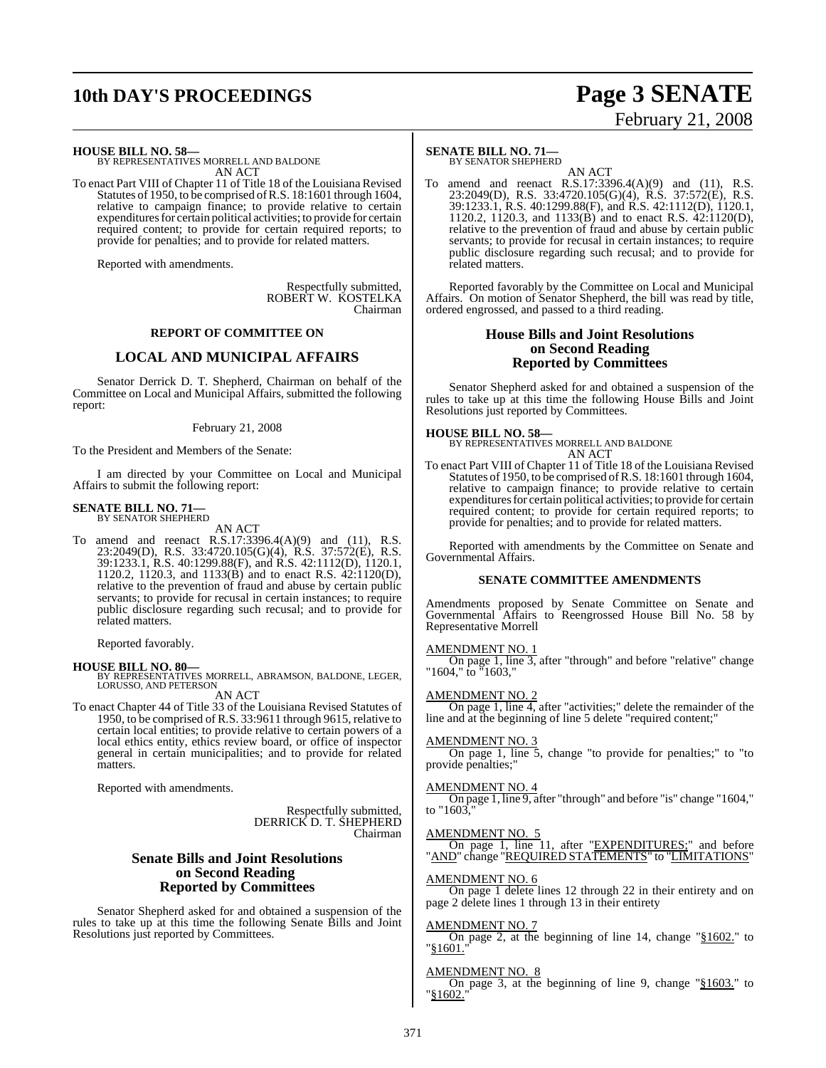**HOUSE BILL NO. 58—**
BY REPRESENTATIVES MORRELL AND BALDONE
AN ACT

To enact Part VIII of Chapter 11 of Title 18 of the Louisiana Revised Statutes of 1950, to be comprised of R.S. 18:1601 through 1604, relative to campaign finance; to provide relative to certain expenditures for certain political activities; to provide for certain required content; to provide for certain required reports; to provide for penalties; and to provide for related matters.

Reported with amendments.

Respectfully submitted,
ROBERT W. KOSTELKA
Chairman

## REPORT OF COMMITTEE ON

## LOCAL AND MUNICIPAL AFFAIRS

Senator Derrick D. T. Shepherd, Chairman on behalf of the Committee on Local and Municipal Affairs, submitted the following report:

February 21, 2008

To the President and Members of the Senate:

I am directed by your Committee on Local and Municipal Affairs to submit the following report:

**SENATE BILL NO. 71—**
BY SENATOR SHEPHERD
AN ACT

To amend and reenact R.S.17:3396.4(A)(9) and (11), R.S. 23:2049(D), R.S. 33:4720.105(G)(4), R.S. 37:572(E), R.S. 39:1233.1, R.S. 40:1299.88(F), and R.S. 42:1112(D), 1120.1, 1120.2, 1120.3, and 1133(B) and to enact R.S. 42:1120(D), relative to the prevention of fraud and abuse by certain public servants; to provide for recusal in certain instances; to require public disclosure regarding such recusal; and to provide for related matters.

Reported favorably.

**HOUSE BILL NO. 80—**
BY REPRESENTATIVES MORRELL, ABRAMSON, BALDONE, LEGER, LORUSSO, AND PETERSON
AN ACT

To enact Chapter 44 of Title 33 of the Louisiana Revised Statutes of 1950, to be comprised of R.S. 33:9611 through 9615, relative to certain local entities; to provide relative to certain powers of a local ethics entity, ethics review board, or office of inspector general in certain municipalities; and to provide for related matters.

Reported with amendments.

Respectfully submitted,
DERRICK D. T. SHEPHERD
Chairman

## Senate Bills and Joint Resolutions on Second Reading Reported by Committees

Senator Shepherd asked for and obtained a suspension of the rules to take up at this time the following Senate Bills and Joint Resolutions just reported by Committees.

**SENATE BILL NO. 71—**
BY SENATOR SHEPHERD
AN ACT

To amend and reenact R.S.17:3396.4(A)(9) and (11), R.S. 23:2049(D), R.S. 33:4720.105(G)(4), R.S. 37:572(E), R.S. 39:1233.1, R.S. 40:1299.88(F), and R.S. 42:1112(D), 1120.1, 1120.2, 1120.3, and 1133(B) and to enact R.S. 42:1120(D), relative to the prevention of fraud and abuse by certain public servants; to provide for recusal in certain instances; to require public disclosure regarding such recusal; and to provide for related matters.

Reported favorably by the Committee on Local and Municipal Affairs. On motion of Senator Shepherd, the bill was read by title, ordered engrossed, and passed to a third reading.

## House Bills and Joint Resolutions on Second Reading Reported by Committees

Senator Shepherd asked for and obtained a suspension of the rules to take up at this time the following House Bills and Joint Resolutions just reported by Committees.

**HOUSE BILL NO. 58—**
BY REPRESENTATIVES MORRELL AND BALDONE
AN ACT

To enact Part VIII of Chapter 11 of Title 18 of the Louisiana Revised Statutes of 1950, to be comprised of R.S. 18:1601 through 1604, relative to campaign finance; to provide relative to certain expenditures for certain political activities; to provide for certain required content; to provide for certain required reports; to provide for penalties; and to provide for related matters.

Reported with amendments by the Committee on Senate and Governmental Affairs.

### SENATE COMMITTEE AMENDMENTS

Amendments proposed by Senate Committee on Senate and Governmental Affairs to Reengrossed House Bill No. 58 by Representative Morrell

AMENDMENT NO. 1
On page 1, line 3, after "through" and before "relative" change "1604," to "1603,"

AMENDMENT NO. 2
On page 1, line 4, after "activities;" delete the remainder of the line and at the beginning of line 5 delete "required content;"

AMENDMENT NO. 3
On page 1, line 5, change "to provide for penalties;" to "to provide penalties;"

AMENDMENT NO. 4
On page 1, line 9, after "through" and before "is" change "1604," to "1603,"

AMENDMENT NO. 5
On page 1, line 11, after "EXPENDITURES;" and before "AND" change "REQUIRED STATEMENTS" to "LIMITATIONS"

AMENDMENT NO. 6
On page 1 delete lines 12 through 22 in their entirety and on page 2 delete lines 1 through 13 in their entirety

AMENDMENT NO. 7
On page 2, at the beginning of line 14, change "§1602." to "§1601."

AMENDMENT NO. 8
On page 3, at the beginning of line 9, change "§1603." to "§1602."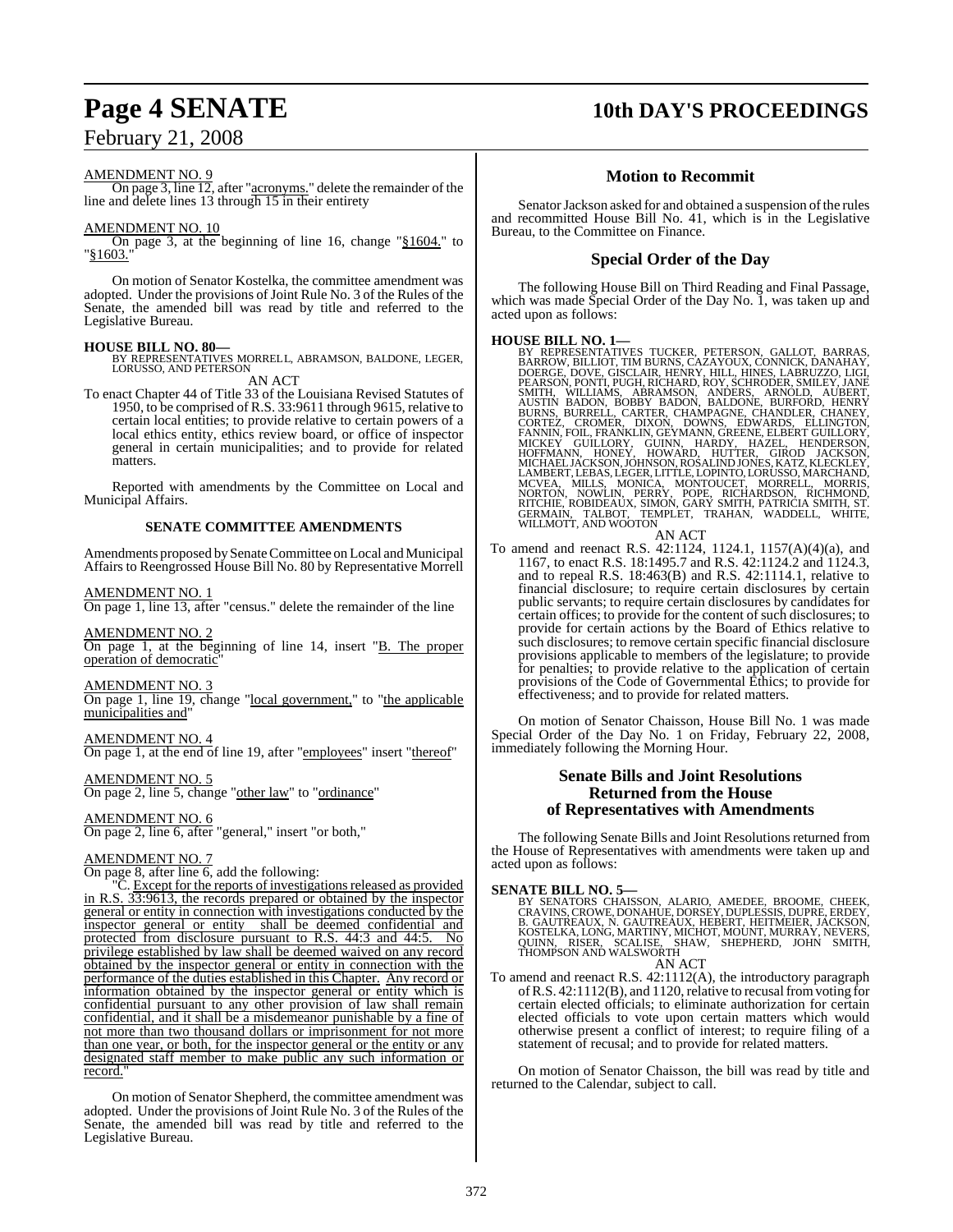AMENDMENT NO. 9

On page 3, line 12, after "acronyms." delete the remainder of the line and delete lines 13 through 15 in their entirety

AMENDMENT NO. 10

On page 3, at the beginning of line 16, change "§1604." to "§1603."

On motion of Senator Kostelka, the committee amendment was adopted. Under the provisions of Joint Rule No. 3 of the Rules of the Senate, the amended bill was read by title and referred to the Legislative Bureau.

**HOUSE BILL NO. 80—**
BY REPRESENTATIVES MORRELL, ABRAMSON, BALDONE, LEGER, LORUSSO, AND PETERSON

AN ACT

To enact Chapter 44 of Title 33 of the Louisiana Revised Statutes of 1950, to be comprised of R.S. 33:9611 through 9615, relative to certain local entities; to provide relative to certain powers of a local ethics entity, ethics review board, or office of inspector general in certain municipalities; and to provide for related matters.

Reported with amendments by the Committee on Local and Municipal Affairs.

### SENATE COMMITTEE AMENDMENTS

Amendments proposed by Senate Committee on Local and Municipal Affairs to Reengrossed House Bill No. 80 by Representative Morrell

AMENDMENT NO. 1

On page 1, line 13, after "census." delete the remainder of the line

AMENDMENT NO. 2

On page 1, at the beginning of line 14, insert "B. The proper operation of democratic"

AMENDMENT NO. 3

On page 1, line 19, change "local government," to "the applicable municipalities and"

AMENDMENT NO. 4

On page 1, at the end of line 19, after "employees" insert "thereof"

AMENDMENT NO. 5

On page 2, line 5, change "other law" to "ordinance"

AMENDMENT NO. 6

On page 2, line 6, after "general," insert "or both,"

AMENDMENT NO. 7

On page 8, after line 6, add the following:

"C. Except for the reports of investigations released as provided in R.S. 33:9613, the records prepared or obtained by the inspector general or entity in connection with investigations conducted by the inspector general or entity shall be deemed confidential and protected from disclosure pursuant to R.S. 44:3 and 44:5. No privilege established by law shall be deemed waived on any record obtained by the inspector general or entity in connection with the performance of the duties established in this Chapter. Any record or information obtained by the inspector general or entity which is confidential pursuant to any other provision of law shall remain confidential, and it shall be a misdemeanor punishable by a fine of not more than two thousand dollars or imprisonment for not more than one year, or both, for the inspector general or the entity or any designated staff member to make public any such information or record."

On motion of Senator Shepherd, the committee amendment was adopted. Under the provisions of Joint Rule No. 3 of the Rules of the Senate, the amended bill was read by title and referred to the Legislative Bureau.

## Motion to Recommit

Senator Jackson asked for and obtained a suspension of the rules and recommitted House Bill No. 41, which is in the Legislative Bureau, to the Committee on Finance.

## Special Order of the Day

The following House Bill on Third Reading and Final Passage, which was made Special Order of the Day No. 1, was taken up and acted upon as follows:

**HOUSE BILL NO. 1—**
BY REPRESENTATIVES TUCKER, PETERSON, GALLOT, BARRAS, BARROW, BILLIOT, TIM BURNS, CAZAYOUX, CONNICK, DANAHAY, DOERGE, DOVE, GISCLAIR, HENRY, HILL, HINES, LABRUZZO, LIGI, PEARSON, PONTI, PUGH, RICHARD, ROY, SCHRODER, SMILEY, JANE SMITH, WILLIAMS, ABRAMSON, ANDERS, ARNOLD, AUBERT, AUSTIN BADON, BOBBY BADON, BALDONE, BURFORD, HENRY BURNS, BURRELL, CARTER, CHAMPAGNE, CHANDLER, CHANEY, CORTEZ, CROMER, DIXON, DOWNS, EDWARDS, ELLINGTON, FANNIN, FOIL, FRANKLIN, GEYMANN, GREENE, ELBERT GUILLORY, MICKEY GUILLORY, GUINN, HARDY, HAZEL, HENDERSON, HOFFMANN, HONEY, HOWARD, HUTTER, GIROD JACKSON, MICHAEL JACKSON, JOHNSON, ROSALIND JONES, KATZ, KLECKLEY, LAMBERT, LEBAS, LEGER, LITTLE, LOPINTO, LORUSSO, MARCHAND, MCVEA, MILLS, MONICA, MONTOUCET, MORRELL, MORRIS, NORTON, NOWLIN, PERRY, POPE, RICHARDSON, RICHMOND, RITCHIE, ROBIDEAUX, SIMON, GARY SMITH, PATRICIA SMITH, ST. GERMAIN, TALBOT, TEMPLET, TRAHAN, WADDELL, WHITE, WILLMOTT, AND WOOTON

AN ACT

To amend and reenact R.S. 42:1124, 1124.1, 1157(A)(4)(a), and 1167, to enact R.S. 18:1495.7 and R.S. 42:1124.2 and 1124.3, and to repeal R.S. 18:463(B) and R.S. 42:1114.1, relative to financial disclosure; to require certain disclosures by certain public servants; to require certain disclosures by candidates for certain offices; to provide for the content of such disclosures; to provide for certain actions by the Board of Ethics relative to such disclosures; to remove certain specific financial disclosure provisions applicable to members of the legislature; to provide for penalties; to provide relative to the application of certain provisions of the Code of Governmental Ethics; to provide for effectiveness; and to provide for related matters.

On motion of Senator Chaisson, House Bill No. 1 was made Special Order of the Day No. 1 on Friday, February 22, 2008, immediately following the Morning Hour.

## Senate Bills and Joint Resolutions Returned from the House of Representatives with Amendments

The following Senate Bills and Joint Resolutions returned from the House of Representatives with amendments were taken up and acted upon as follows:

**SENATE BILL NO. 5—**
BY SENATORS CHAISSON, ALARIO, AMEDEE, BROOME, CHEEK, CRAVINS, CROWE, DONAHUE, DORSEY, DUPLESSIS, DUPRE, ERDEY, B. GAUTREAUX, N. GAUTREAUX, HEBERT, HEITMEIER, JACKSON, KOSTELKA, LONG, MARTINY, MICHOT, MOUNT, MURRAY, NEVERS, QUINN, RISER, SCALISE, SHAW, SHEPHERD, JOHN SMITH, THOMPSON AND WALSWORTH

AN ACT

To amend and reenact R.S. 42:1112(A), the introductory paragraph of R.S. 42:1112(B), and 1120, relative to recusal from voting for certain elected officials; to eliminate authorization for certain elected officials to vote upon certain matters which would otherwise present a conflict of interest; to require filing of a statement of recusal; and to provide for related matters.

On motion of Senator Chaisson, the bill was read by title and returned to the Calendar, subject to call.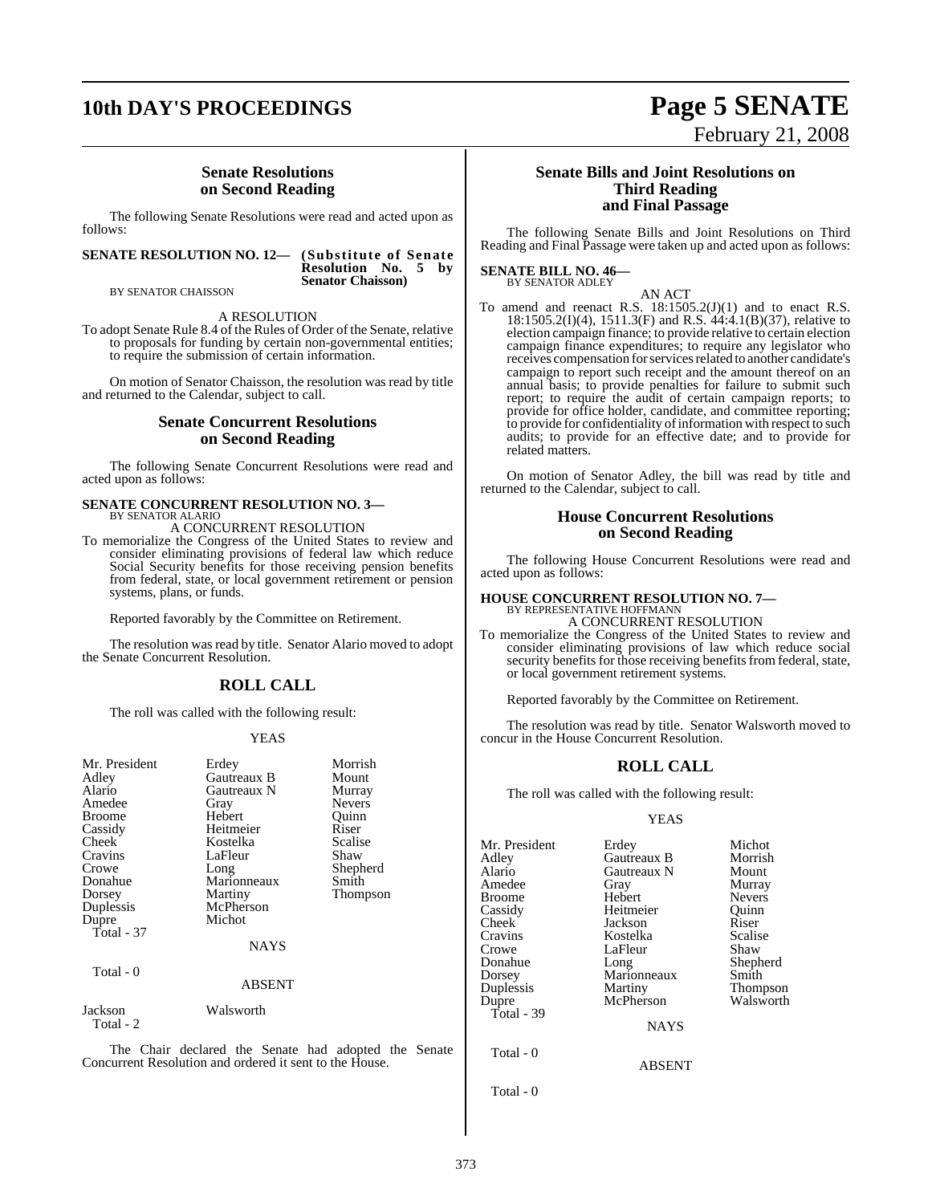## Senate Resolutions on Second Reading

The following Senate Resolutions were read and acted upon as follows:

**SENATE RESOLUTION NO. 12— (Substitute of Senate Resolution No. 5 by Senator Chaisson)**
BY SENATOR CHAISSON

A RESOLUTION

To adopt Senate Rule 8.4 of the Rules of Order of the Senate, relative to proposals for funding by certain non-governmental entities; to require the submission of certain information.

On motion of Senator Chaisson, the resolution was read by title and returned to the Calendar, subject to call.

## Senate Concurrent Resolutions on Second Reading

The following Senate Concurrent Resolutions were read and acted upon as follows:

**SENATE CONCURRENT RESOLUTION NO. 3—**
BY SENATOR ALARIO

A CONCURRENT RESOLUTION

To memorialize the Congress of the United States to review and consider eliminating provisions of federal law which reduce Social Security benefits for those receiving pension benefits from federal, state, or local government retirement or pension systems, plans, or funds.

Reported favorably by the Committee on Retirement.

The resolution was read by title. Senator Alario moved to adopt the Senate Concurrent Resolution.

## ROLL CALL

The roll was called with the following result:

YEAS

| | | |
|---|---|---|
| Mr. President | Erdey | Morrish |
| Adley | Gautreaux B | Mount |
| Alario | Gautreaux N | Murray |
| Amedee | Gray | Nevers |
| Broome | Hebert | Quinn |
| Cassidy | Heitmeier | Riser |
| Cheek | Kostelka | Scalise |
| Cravins | LaFleur | Shaw |
| Crowe | Long | Shepherd |
| Donahue | Marionneaux | Smith |
| Dorsey | Martiny | Thompson |
| Duplessis | McPherson | |
| Dupre | Michot | |

Total - 37

NAYS

Total - 0

ABSENT

| | |
|---|---|
| Jackson | Walsworth |

Total - 2

The Chair declared the Senate had adopted the Senate Concurrent Resolution and ordered it sent to the House.

## Senate Bills and Joint Resolutions on Third Reading and Final Passage

The following Senate Bills and Joint Resolutions on Third Reading and Final Passage were taken up and acted upon as follows:

**SENATE BILL NO. 46—**
BY SENATOR ADLEY

AN ACT

To amend and reenact R.S. 18:1505.2(J)(1) and to enact R.S. 18:1505.2(I)(4), 1511.3(F) and R.S. 44:4.1(B)(37), relative to election campaign finance; to provide relative to certain election campaign finance expenditures; to require any legislator who receives compensation for services related to another candidate's campaign to report such receipt and the amount thereof on an annual basis; to provide penalties for failure to submit such report; to require the audit of certain campaign reports; to provide for office holder, candidate, and committee reporting; to provide for confidentiality of information with respect to such audits; to provide for an effective date; and to provide for related matters.

On motion of Senator Adley, the bill was read by title and returned to the Calendar, subject to call.

## House Concurrent Resolutions on Second Reading

The following House Concurrent Resolutions were read and acted upon as follows:

**HOUSE CONCURRENT RESOLUTION NO. 7—**
BY REPRESENTATIVE HOFFMANN

A CONCURRENT RESOLUTION

To memorialize the Congress of the United States to review and consider eliminating provisions of law which reduce social security benefits for those receiving benefits from federal, state, or local government retirement systems.

Reported favorably by the Committee on Retirement.

The resolution was read by title. Senator Walsworth moved to concur in the House Concurrent Resolution.

## ROLL CALL

The roll was called with the following result:

YEAS

| | | |
|---|---|---|
| Mr. President | Erdey | Michot |
| Adley | Gautreaux B | Morrish |
| Alario | Gautreaux N | Mount |
| Amedee | Gray | Murray |
| Broome | Hebert | Nevers |
| Cassidy | Heitmeier | Quinn |
| Cheek | Jackson | Riser |
| Cravins | Kostelka | Scalise |
| Crowe | LaFleur | Shaw |
| Donahue | Long | Shepherd |
| Dorsey | Marionneaux | Smith |
| Duplessis | Martiny | Thompson |
| Dupre | McPherson | Walsworth |

Total - 39

NAYS

Total - 0

ABSENT

Total - 0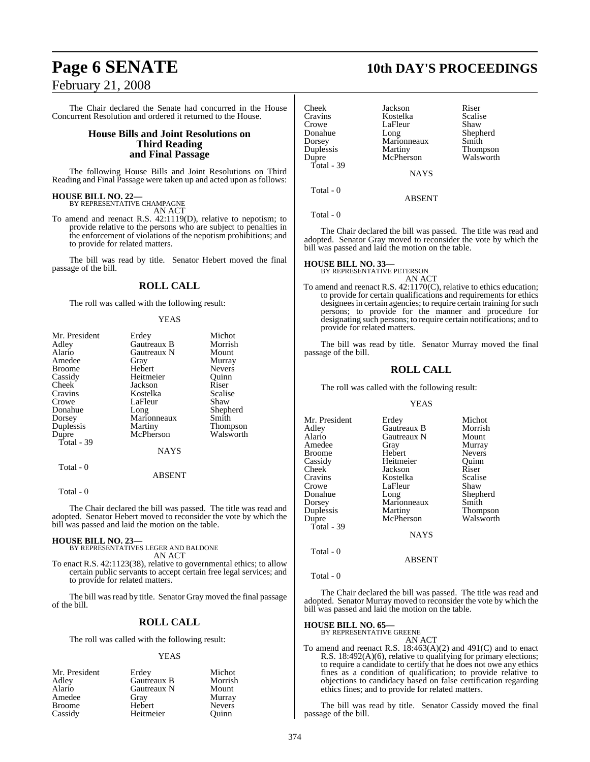The Chair declared the Senate had concurred in the House Concurrent Resolution and ordered it returned to the House.

## House Bills and Joint Resolutions on Third Reading and Final Passage

The following House Bills and Joint Resolutions on Third Reading and Final Passage were taken up and acted upon as follows:

**HOUSE BILL NO. 22—**
BY REPRESENTATIVE CHAMPAGNE
AN ACT

To amend and reenact R.S. 42:1119(D), relative to nepotism; to provide relative to the persons who are subject to penalties in the enforcement of violations of the nepotism prohibitions; and to provide for related matters.

The bill was read by title. Senator Hebert moved the final passage of the bill.

### ROLL CALL

The roll was called with the following result:

YEAS

| | | |
|---|---|---|
| Mr. President | Erdey | Michot |
| Adley | Gautreaux B | Morrish |
| Alario | Gautreaux N | Mount |
| Amedee | Gray | Murray |
| Broome | Hebert | Nevers |
| Cassidy | Heitmeier | Quinn |
| Cheek | Jackson | Riser |
| Cravins | Kostelka | Scalise |
| Crowe | LaFleur | Shaw |
| Donahue | Long | Shepherd |
| Dorsey | Marionneaux | Smith |
| Duplessis | Martiny | Thompson |
| Dupre | McPherson | Walsworth |

Total - 39

NAYS

Total - 0

ABSENT

Total - 0

The Chair declared the bill was passed. The title was read and adopted. Senator Hebert moved to reconsider the vote by which the bill was passed and laid the motion on the table.

**HOUSE BILL NO. 23—**
BY REPRESENTATIVES LEGER AND BALDONE
AN ACT

To enact R.S. 42:1123(38), relative to governmental ethics; to allow certain public servants to accept certain free legal services; and to provide for related matters.

The bill was read by title. Senator Gray moved the final passage of the bill.

### ROLL CALL

The roll was called with the following result:

YEAS

| | | |
|---|---|---|
| Mr. President | Erdey | Michot |
| Adley | Gautreaux B | Morrish |
| Alario | Gautreaux N | Mount |
| Amedee | Gray | Murray |
| Broome | Hebert | Nevers |
| Cassidy | Heitmeier | Quinn |
| Cheek | Jackson | Riser |
| Cravins | Kostelka | Scalise |
| Crowe | LaFleur | Shaw |
| Donahue | Long | Shepherd |
| Dorsey | Marionneaux | Smith |
| Duplessis | Martiny | Thompson |
| Dupre | McPherson | Walsworth |

Total - 39

NAYS

Total - 0

ABSENT

Total - 0

The Chair declared the bill was passed. The title was read and adopted. Senator Gray moved to reconsider the vote by which the bill was passed and laid the motion on the table.

**HOUSE BILL NO. 33—**
BY REPRESENTATIVE PETERSON
AN ACT

To amend and reenact R.S. 42:1170(C), relative to ethics education; to provide for certain qualifications and requirements for ethics designees in certain agencies; to require certain training for such persons; to provide for the manner and procedure for designating such persons; to require certain notifications; and to provide for related matters.

The bill was read by title. Senator Murray moved the final passage of the bill.

### ROLL CALL

The roll was called with the following result:

YEAS

| | | |
|---|---|---|
| Mr. President | Erdey | Michot |
| Adley | Gautreaux B | Morrish |
| Alario | Gautreaux N | Mount |
| Amedee | Gray | Murray |
| Broome | Hebert | Nevers |
| Cassidy | Heitmeier | Quinn |
| Cheek | Jackson | Riser |
| Cravins | Kostelka | Scalise |
| Crowe | LaFleur | Shaw |
| Donahue | Long | Shepherd |
| Dorsey | Marionneaux | Smith |
| Duplessis | Martiny | Thompson |
| Dupre | McPherson | Walsworth |

Total - 39

NAYS

Total - 0

ABSENT

Total - 0

The Chair declared the bill was passed. The title was read and adopted. Senator Murray moved to reconsider the vote by which the bill was passed and laid the motion on the table.

**HOUSE BILL NO. 65—**
BY REPRESENTATIVE GREENE
AN ACT

To amend and reenact R.S. 18:463(A)(2) and 491(C) and to enact R.S. 18:492(A)(6), relative to qualifying for primary elections; to require a candidate to certify that he does not owe any ethics fines as a condition of qualification; to provide relative to objections to candidacy based on false certification regarding ethics fines; and to provide for related matters.

The bill was read by title. Senator Cassidy moved the final passage of the bill.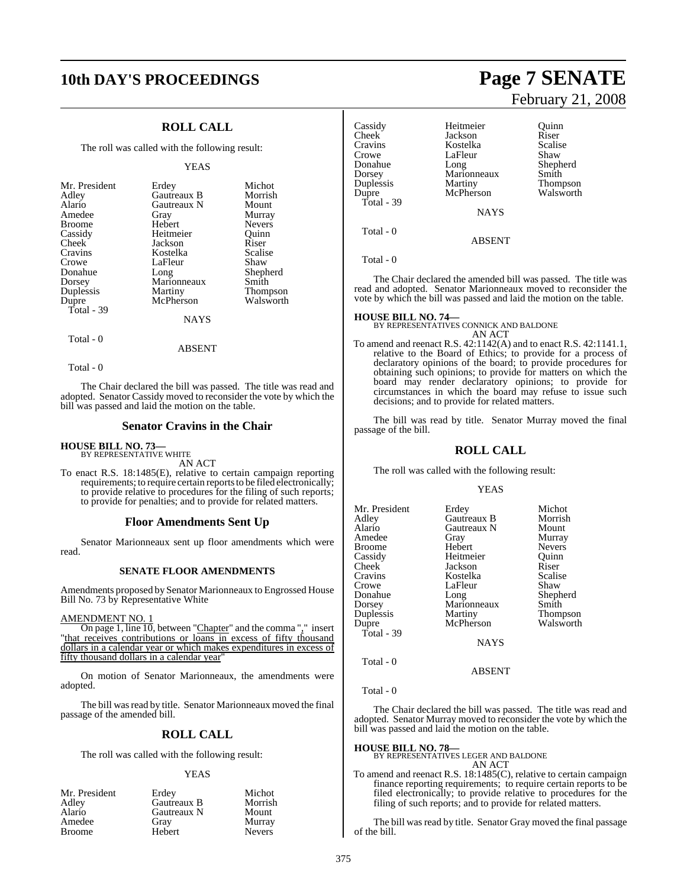## ROLL CALL

The roll was called with the following result:

YEAS

| | | |
|---|---|---|
| Mr. President | Erdey | Michot |
| Adley | Gautreaux B | Morrish |
| Alario | Gautreaux N | Mount |
| Amedee | Gray | Murray |
| Broome | Hebert | Nevers |
| Cassidy | Heitmeier | Quinn |
| Cheek | Jackson | Riser |
| Cravins | Kostelka | Scalise |
| Crowe | LaFleur | Shaw |
| Donahue | Long | Shepherd |
| Dorsey | Marionneaux | Smith |
| Duplessis | Martiny | Thompson |
| Dupre | McPherson | Walsworth |
| Total - 39 | | |

NAYS

Total - 0

ABSENT

Total - 0

The Chair declared the bill was passed. The title was read and adopted. Senator Cassidy moved to reconsider the vote by which the bill was passed and laid the motion on the table.

## Senator Cravins in the Chair

**HOUSE BILL NO. 73—**
BY REPRESENTATIVE WHITE
AN ACT

To enact R.S. 18:1485(E), relative to certain campaign reporting requirements; to require certain reports to be filed electronically; to provide relative to procedures for the filing of such reports; to provide for penalties; and to provide for related matters.

## Floor Amendments Sent Up

Senator Marionneaux sent up floor amendments which were read.

### SENATE FLOOR AMENDMENTS

Amendments proposed by Senator Marionneaux to Engrossed House Bill No. 73 by Representative White

AMENDMENT NO. 1

On page 1, line 10, between "Chapter" and the comma "," insert "that receives contributions or loans in excess of fifty thousand dollars in a calendar year or which makes expenditures in excess of fifty thousand dollars in a calendar year"

On motion of Senator Marionneaux, the amendments were adopted.

The bill was read by title. Senator Marionneaux moved the final passage of the amended bill.

## ROLL CALL

The roll was called with the following result:

YEAS

| | | |
|---|---|---|
| Mr. President | Erdey | Michot |
| Adley | Gautreaux B | Morrish |
| Alario | Gautreaux N | Mount |
| Amedee | Gray | Murray |
| Broome | Hebert | Nevers |
| Cassidy | Heitmeier | Quinn |
| Cheek | Jackson | Riser |
| Cravins | Kostelka | Scalise |
| Crowe | LaFleur | Shaw |
| Donahue | Long | Shepherd |
| Dorsey | Marionneaux | Smith |
| Duplessis | Martiny | Thompson |
| Dupre | McPherson | Walsworth |
| Total - 39 | | |

NAYS

Total - 0

ABSENT

Total - 0

The Chair declared the amended bill was passed. The title was read and adopted. Senator Marionneaux moved to reconsider the vote by which the bill was passed and laid the motion on the table.

**HOUSE BILL NO. 74—**
BY REPRESENTATIVES CONNICK AND BALDONE
AN ACT

To amend and reenact R.S. 42:1142(A) and to enact R.S. 42:1141.1, relative to the Board of Ethics; to provide for a process of declaratory opinions of the board; to provide procedures for obtaining such opinions; to provide for matters on which the board may render declaratory opinions; to provide for circumstances in which the board may refuse to issue such decisions; and to provide for related matters.

The bill was read by title. Senator Murray moved the final passage of the bill.

## ROLL CALL

The roll was called with the following result:

YEAS

| | | |
|---|---|---|
| Mr. President | Erdey | Michot |
| Adley | Gautreaux B | Morrish |
| Alario | Gautreaux N | Mount |
| Amedee | Gray | Murray |
| Broome | Hebert | Nevers |
| Cassidy | Heitmeier | Quinn |
| Cheek | Jackson | Riser |
| Cravins | Kostelka | Scalise |
| Crowe | LaFleur | Shaw |
| Donahue | Long | Shepherd |
| Dorsey | Marionneaux | Smith |
| Duplessis | Martiny | Thompson |
| Dupre | McPherson | Walsworth |
| Total - 39 | | |

NAYS

Total - 0

ABSENT

Total - 0

The Chair declared the bill was passed. The title was read and adopted. Senator Murray moved to reconsider the vote by which the bill was passed and laid the motion on the table.

**HOUSE BILL NO. 78—**
BY REPRESENTATIVES LEGER AND BALDONE
AN ACT

To amend and reenact R.S. 18:1485(C), relative to certain campaign finance reporting requirements; to require certain reports to be filed electronically; to provide relative to procedures for the filing of such reports; and to provide for related matters.

The bill was read by title. Senator Gray moved the final passage of the bill.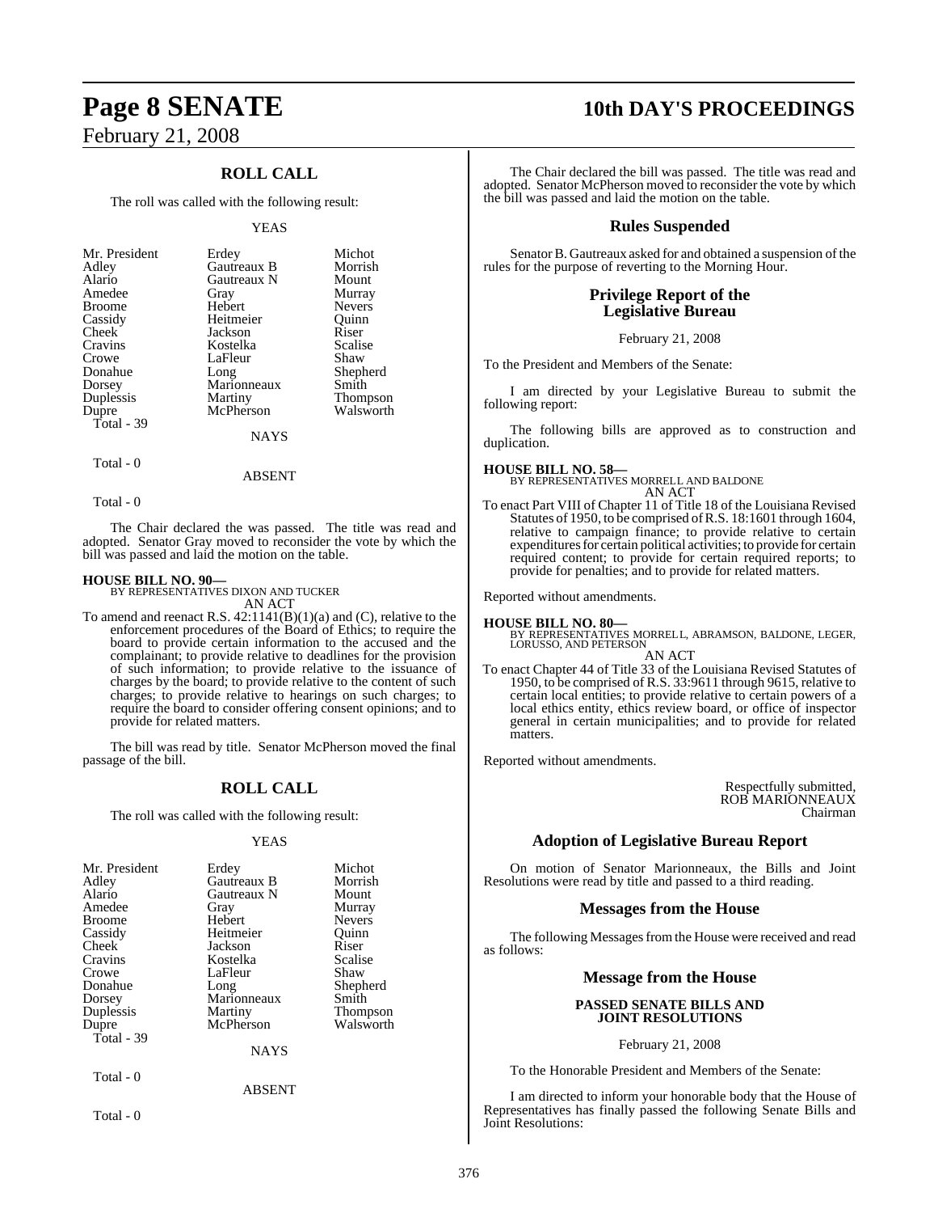## ROLL CALL

The roll was called with the following result:

YEAS

| | | |
|---|---|---|
| Mr. President | Erdey | Michot |
| Adley | Gautreaux B | Morrish |
| Alario | Gautreaux N | Mount |
| Amedee | Gray | Murray |
| Broome | Hebert | Nevers |
| Cassidy | Heitmeier | Quinn |
| Cheek | Jackson | Riser |
| Cravins | Kostelka | Scalise |
| Crowe | LaFleur | Shaw |
| Donahue | Long | Shepherd |
| Dorsey | Marionneaux | Smith |
| Duplessis | Martiny | Thompson |
| Dupre | McPherson | Walsworth |
| Total - 39 | | |

NAYS

Total - 0

ABSENT

Total - 0

The Chair declared the was passed. The title was read and adopted. Senator Gray moved to reconsider the vote by which the bill was passed and laid the motion on the table.

**HOUSE BILL NO. 90—**
BY REPRESENTATIVES DIXON AND TUCKER
AN ACT

To amend and reenact R.S. 42:1141(B)(1)(a) and (C), relative to the enforcement procedures of the Board of Ethics; to require the board to provide certain information to the accused and the complainant; to provide relative to deadlines for the provision of such information; to provide relative to the issuance of charges by the board; to provide relative to the content of such charges; to provide relative to hearings on such charges; to require the board to consider offering consent opinions; and to provide for related matters.

The bill was read by title. Senator McPherson moved the final passage of the bill.

## ROLL CALL

The roll was called with the following result:

YEAS

| | | |
|---|---|---|
| Mr. President | Erdey | Michot |
| Adley | Gautreaux B | Morrish |
| Alario | Gautreaux N | Mount |
| Amedee | Gray | Murray |
| Broome | Hebert | Nevers |
| Cassidy | Heitmeier | Quinn |
| Cheek | Jackson | Riser |
| Cravins | Kostelka | Scalise |
| Crowe | LaFleur | Shaw |
| Donahue | Long | Shepherd |
| Dorsey | Marionneaux | Smith |
| Duplessis | Martiny | Thompson |
| Dupre | McPherson | Walsworth |
| Total - 39 | | |

NAYS

Total - 0

ABSENT

Total - 0

The Chair declared the bill was passed. The title was read and adopted. Senator McPherson moved to reconsider the vote by which the bill was passed and laid the motion on the table.

## Rules Suspended

Senator B. Gautreaux asked for and obtained a suspension of the rules for the purpose of reverting to the Morning Hour.

## Privilege Report of the Legislative Bureau

February 21, 2008

To the President and Members of the Senate:

I am directed by your Legislative Bureau to submit the following report:

The following bills are approved as to construction and duplication.

**HOUSE BILL NO. 58—**
BY REPRESENTATIVES MORRELL AND BALDONE
AN ACT

To enact Part VIII of Chapter 11 of Title 18 of the Louisiana Revised Statutes of 1950, to be comprised of R.S. 18:1601 through 1604, relative to campaign finance; to provide relative to certain expenditures for certain political activities; to provide for certain required content; to provide for certain required reports; to provide for penalties; and to provide for related matters.

Reported without amendments.

**HOUSE BILL NO. 80—**
BY REPRESENTATIVES MORRELL, ABRAMSON, BALDONE, LEGER, LORUSSO, AND PETERSON
AN ACT

To enact Chapter 44 of Title 33 of the Louisiana Revised Statutes of 1950, to be comprised of R.S. 33:9611 through 9615, relative to certain local entities; to provide relative to certain powers of a local ethics entity, ethics review board, or office of inspector general in certain municipalities; and to provide for related matters.

Reported without amendments.

Respectfully submitted,
ROB MARIONNEAUX
Chairman

## Adoption of Legislative Bureau Report

On motion of Senator Marionneaux, the Bills and Joint Resolutions were read by title and passed to a third reading.

## Messages from the House

The following Messages from the House were received and read as follows:

## Message from the House

**PASSED SENATE BILLS AND JOINT RESOLUTIONS**

February 21, 2008

To the Honorable President and Members of the Senate:

I am directed to inform your honorable body that the House of Representatives has finally passed the following Senate Bills and Joint Resolutions: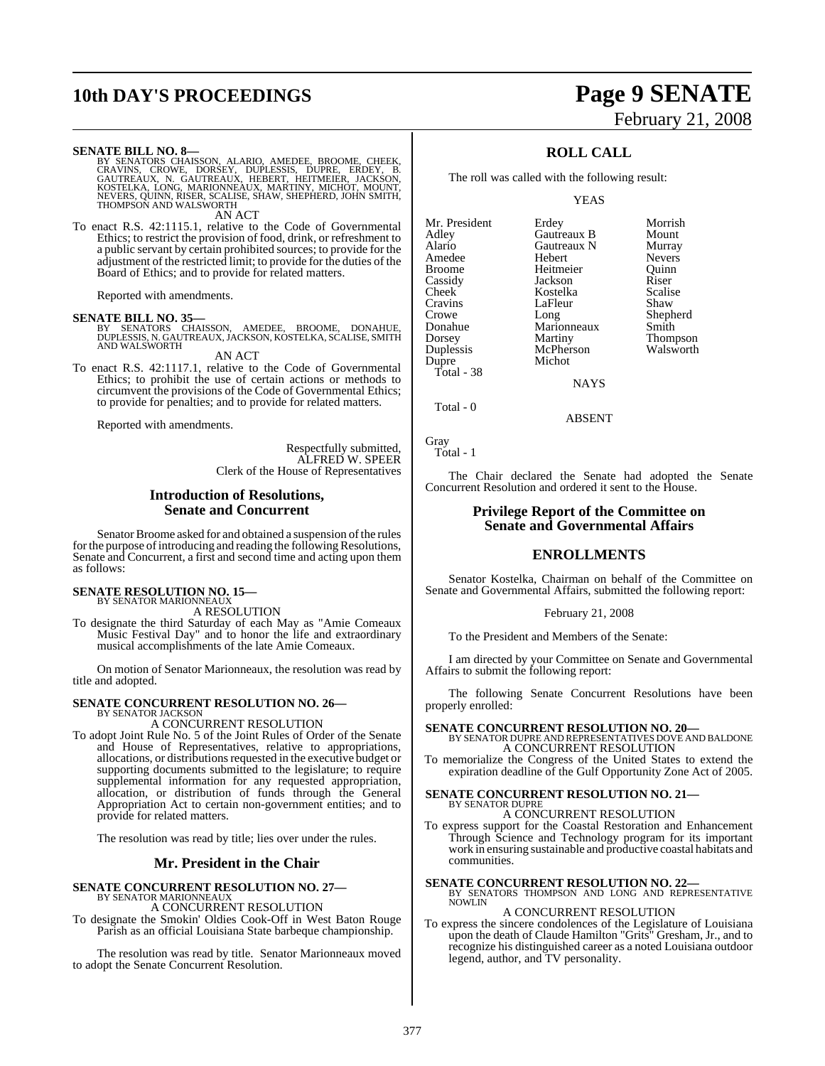**SENATE BILL NO. 8—**
BY SENATORS CHAISSON, ALARIO, AMEDEE, BROOME, CHEEK, CRAVINS, CROWE, DORSEY, DUPLESSIS, DUPRE, ERDEY, B. GAUTREAUX, N. GAUTREAUX, HEBERT, HEITMEIER, JACKSON, KOSTELKA, LONG, MARIONNEAUX, MARTINY, MICHOT, MOUNT, NEVERS, QUINN, RISER, SCALISE, SHAW, SHEPHERD, JOHN SMITH, THOMPSON AND WALSWORTH

AN ACT

To enact R.S. 42:1115.1, relative to the Code of Governmental Ethics; to restrict the provision of food, drink, or refreshment to a public servant by certain prohibited sources; to provide for the adjustment of the restricted limit; to provide for the duties of the Board of Ethics; and to provide for related matters.

Reported with amendments.

**SENATE BILL NO. 35—**
BY SENATORS CHAISSON, AMEDEE, BROOME, DONAHUE, DUPLESSIS, N. GAUTREAUX, JACKSON, KOSTELKA, SCALISE, SMITH AND WALSWORTH

AN ACT

To enact R.S. 42:1117.1, relative to the Code of Governmental Ethics; to prohibit the use of certain actions or methods to circumvent the provisions of the Code of Governmental Ethics; to provide for penalties; and to provide for related matters.

Reported with amendments.

Respectfully submitted,
ALFRED W. SPEER
Clerk of the House of Representatives

## Introduction of Resolutions, Senate and Concurrent

Senator Broome asked for and obtained a suspension of the rules for the purpose of introducing and reading the following Resolutions, Senate and Concurrent, a first and second time and acting upon them as follows:

**SENATE RESOLUTION NO. 15—**
BY SENATOR MARIONNEAUX

A RESOLUTION

To designate the third Saturday of each May as "Amie Comeaux Music Festival Day" and to honor the life and extraordinary musical accomplishments of the late Amie Comeaux.

On motion of Senator Marionneaux, the resolution was read by title and adopted.

**SENATE CONCURRENT RESOLUTION NO. 26—**
BY SENATOR JACKSON

A CONCURRENT RESOLUTION

To adopt Joint Rule No. 5 of the Joint Rules of Order of the Senate and House of Representatives, relative to appropriations, allocations, or distributions requested in the executive budget or supporting documents submitted to the legislature; to require supplemental information for any requested appropriation, allocation, or distribution of funds through the General Appropriation Act to certain non-government entities; and to provide for related matters.

The resolution was read by title; lies over under the rules.

## Mr. President in the Chair

**SENATE CONCURRENT RESOLUTION NO. 27—**
BY SENATOR MARIONNEAUX

A CONCURRENT RESOLUTION

To designate the Smokin' Oldies Cook-Off in West Baton Rouge Parish as an official Louisiana State barbeque championship.

The resolution was read by title. Senator Marionneaux moved to adopt the Senate Concurrent Resolution.

## ROLL CALL

The roll was called with the following result:

YEAS

| | | |
|---|---|---|
| Mr. President | Erdey | Morrish |
| Adley | Gautreaux B | Mount |
| Alario | Gautreaux N | Murray |
| Amedee | Hebert | Nevers |
| Broome | Heitmeier | Quinn |
| Cassidy | Jackson | Riser |
| Cheek | Kostelka | Scalise |
| Cravins | LaFleur | Shaw |
| Crowe | Long | Shepherd |
| Donahue | Marionneaux | Smith |
| Dorsey | Martiny | Thompson |
| Duplessis | McPherson | Walsworth |
| Dupre | Michot | |

Total - 38

NAYS

Total - 0

ABSENT

Gray

Total - 1

The Chair declared the Senate had adopted the Senate Concurrent Resolution and ordered it sent to the House.

## Privilege Report of the Committee on Senate and Governmental Affairs

## ENROLLMENTS

Senator Kostelka, Chairman on behalf of the Committee on Senate and Governmental Affairs, submitted the following report:

February 21, 2008

To the President and Members of the Senate:

I am directed by your Committee on Senate and Governmental Affairs to submit the following report:

The following Senate Concurrent Resolutions have been properly enrolled:

**SENATE CONCURRENT RESOLUTION NO. 20—**
BY SENATOR DUPRE AND REPRESENTATIVES DOVE AND BALDONE

A CONCURRENT RESOLUTION

To memorialize the Congress of the United States to extend the expiration deadline of the Gulf Opportunity Zone Act of 2005.

**SENATE CONCURRENT RESOLUTION NO. 21—**
BY SENATOR DUPRE

A CONCURRENT RESOLUTION

To express support for the Coastal Restoration and Enhancement Through Science and Technology program for its important work in ensuring sustainable and productive coastal habitats and communities.

**SENATE CONCURRENT RESOLUTION NO. 22—**
BY SENATORS THOMPSON AND LONG AND REPRESENTATIVE NOWLIN

A CONCURRENT RESOLUTION

To express the sincere condolences of the Legislature of Louisiana upon the death of Claude Hamilton "Grits" Gresham, Jr., and to recognize his distinguished career as a noted Louisiana outdoor legend, author, and TV personality.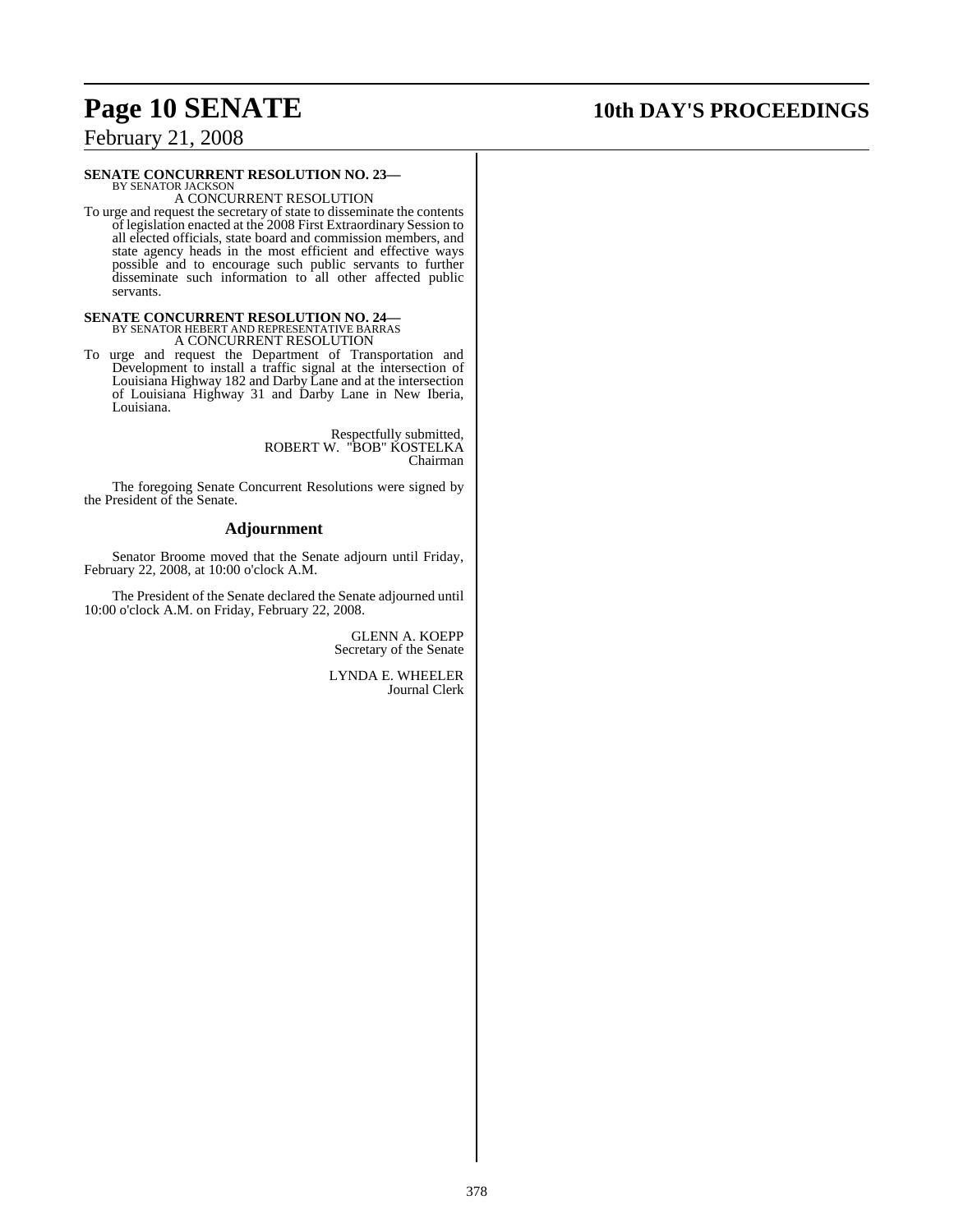**SENATE CONCURRENT RESOLUTION NO. 23—**
BY SENATOR JACKSON
A CONCURRENT RESOLUTION

To urge and request the secretary of state to disseminate the contents of legislation enacted at the 2008 First Extraordinary Session to all elected officials, state board and commission members, and state agency heads in the most efficient and effective ways possible and to encourage such public servants to further disseminate such information to all other affected public servants.

**SENATE CONCURRENT RESOLUTION NO. 24—**
BY SENATOR HEBERT AND REPRESENTATIVE BARRAS
A CONCURRENT RESOLUTION

To urge and request the Department of Transportation and Development to install a traffic signal at the intersection of Louisiana Highway 182 and Darby Lane and at the intersection of Louisiana Highway 31 and Darby Lane in New Iberia, Louisiana.

Respectfully submitted,
ROBERT W. "BOB" KOSTELKA
Chairman

The foregoing Senate Concurrent Resolutions were signed by the President of the Senate.

## Adjournment

Senator Broome moved that the Senate adjourn until Friday, February 22, 2008, at 10:00 o'clock A.M.

The President of the Senate declared the Senate adjourned until 10:00 o'clock A.M. on Friday, February 22, 2008.

GLENN A. KOEPP
Secretary of the Senate

LYNDA E. WHEELER
Journal Clerk